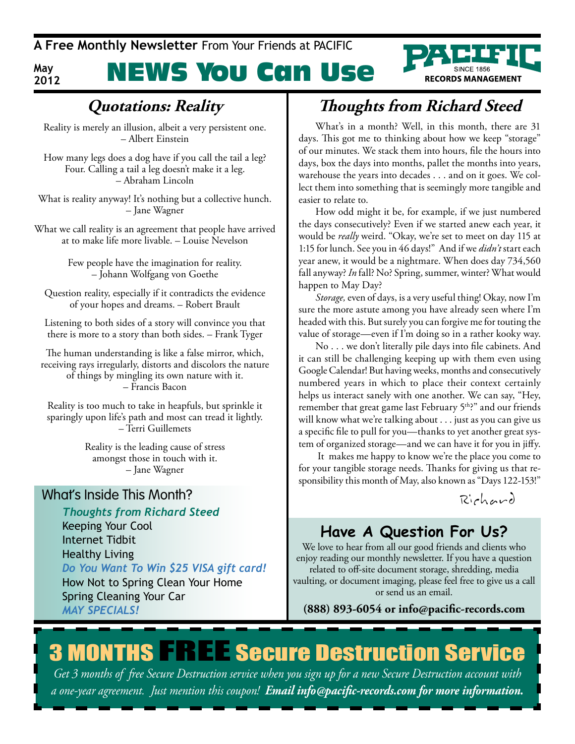A **Free Monthly Newsletter** From Your Friends at PACIFIC

**May 2012**

# NEWS You Can Use

PACIFIC SINCE 1856 RECORDS MANAGEMENT

## Quotations: Reality

Reality is merely an illusion, albeit a very persistent one.
– Albert Einstein

How many legs does a dog have if you call the tail a leg? Four. Calling a tail a leg doesn't make it a leg.
– Abraham Lincoln

What is reality anyway! It's nothing but a collective hunch.
– Jane Wagner

What we call reality is an agreement that people have arrived at to make life more livable. – Louise Nevelson

Few people have the imagination for reality.
– Johann Wolfgang von Goethe

Question reality, especially if it contradicts the evidence of your hopes and dreams. – Robert Brault

Listening to both sides of a story will convince you that there is more to a story than both sides. – Frank Tyger

The human understanding is like a false mirror, which, receiving rays irregularly, distorts and discolors the nature of things by mingling its own nature with it.
– Francis Bacon

Reality is too much to take in heapfuls, but sprinkle it sparingly upon life's path and most can tread it lightly.
– Terri Guillemets

Reality is the leading cause of stress amongst those in touch with it.
– Jane Wagner

## What's Inside This Month?

- *Thoughts from Richard Steed*
- Keeping Your Cool
- Internet Tidbit
- Healthy Living
- *Do You Want To Win $25 VISA gift card!*
- How Not to Spring Clean Your Home
- Spring Cleaning Your Car
- *MAY SPECIALS!*

## Thoughts from Richard Steed

What's in a month? Well, in this month, there are 31 days. This got me to thinking about how we keep "storage" of our minutes. We stack them into hours, file the hours into days, box the days into months, pallet the months into years, warehouse the years into decades . . . and on it goes. We collect them into something that is seemingly more tangible and easier to relate to.

How odd might it be, for example, if we just numbered the days consecutively? Even if we started anew each year, it would be *really* weird. "Okay, we're set to meet on day 115 at 1:15 for lunch. See you in 46 days!" And if we *didn't* start each year anew, it would be a nightmare. When does day 734,560 fall anyway? *In* fall? No? Spring, summer, winter? What would happen to May Day?

*Storage,* even of days, is a very useful thing! Okay, now I'm sure the more astute among you have already seen where I'm headed with this. But surely you can forgive me for touting the value of storage—even if I'm doing so in a rather kooky way.

No . . . we don't literally pile days into file cabinets. And it can still be challenging keeping up with them even using Google Calendar! But having weeks, months and consecutively numbered years in which to place their context certainly helps us interact sanely with one another. We can say, "Hey, remember that great game last February 5th?" and our friends will know what we're talking about . . . just as you can give us a specific file to pull for you—thanks to yet another great system of organized storage—and we can have it for you in jiffy.

It makes me happy to know we're the place you come to for your tangible storage needs. Thanks for giving us that responsibility this month of May, also known as "Days 122-153!"

Richard

## Have A Question For Us?

We love to hear from all our good friends and clients who enjoy reading our monthly newsletter. If you have a question related to off-site document storage, shredding, media vaulting, or document imaging, please feel free to give us a call or send us an email.

**(888) 893-6054 or info@pacific-records.com**

## 3 MONTHS FREE Secure Destruction Service

*Get 3 months of free Secure Destruction service when you sign up for a new Secure Destruction account with a one-year agreement. Just mention this coupon!* ***Email info@pacific-records.com for more information.***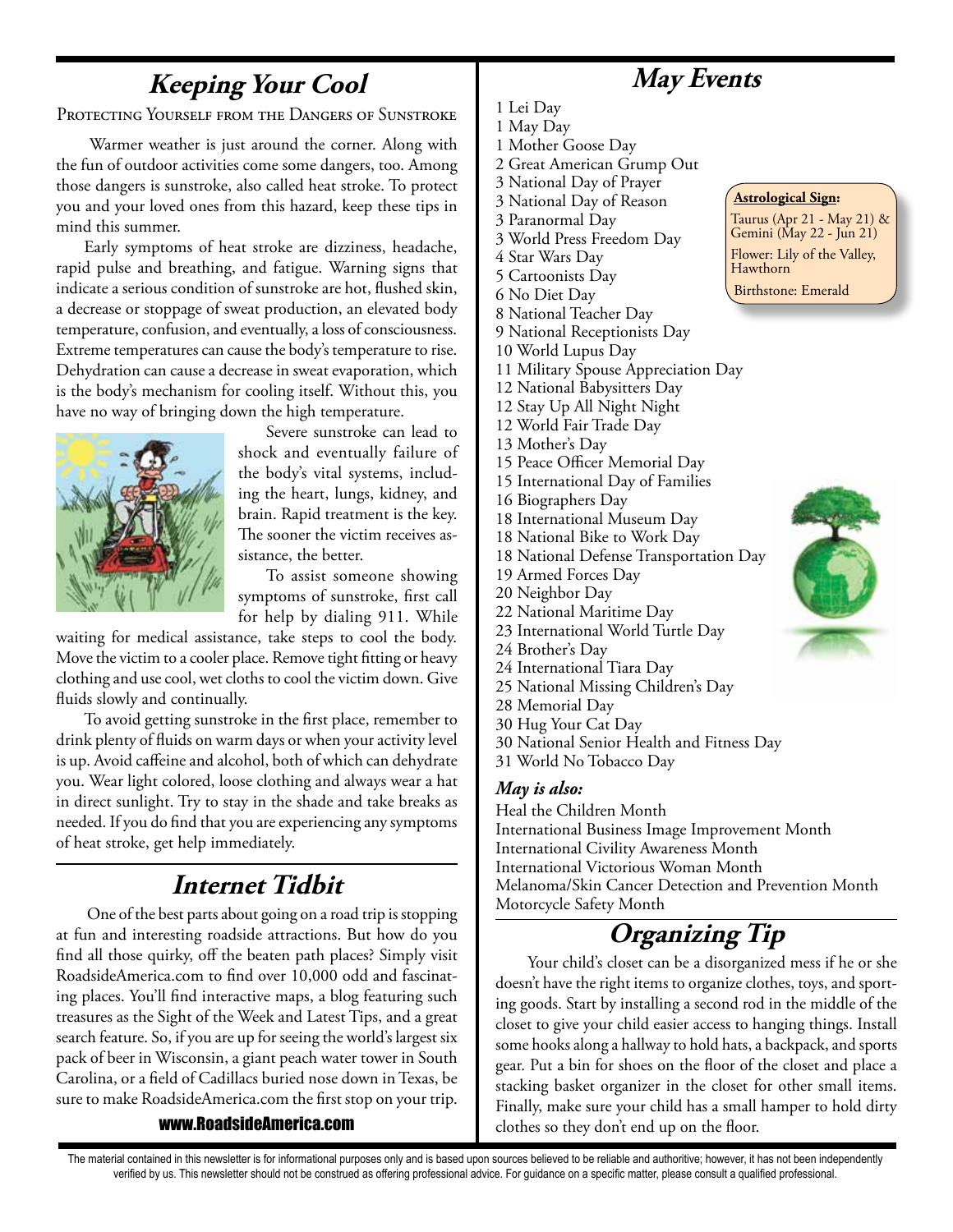## Keeping Your Cool

PROTECTING YOURSELF FROM THE DANGERS OF SUNSTROKE

Warmer weather is just around the corner. Along with the fun of outdoor activities come some dangers, too. Among those dangers is sunstroke, also called heat stroke. To protect you and your loved ones from this hazard, keep these tips in mind this summer.

Early symptoms of heat stroke are dizziness, headache, rapid pulse and breathing, and fatigue. Warning signs that indicate a serious condition of sunstroke are hot, flushed skin, a decrease or stoppage of sweat production, an elevated body temperature, confusion, and eventually, a loss of consciousness. Extreme temperatures can cause the body's temperature to rise. Dehydration can cause a decrease in sweat evaporation, which is the body's mechanism for cooling itself. Without this, you have no way of bringing down the high temperature.

Severe sunstroke can lead to shock and eventually failure of the body's vital systems, including the heart, lungs, kidney, and brain. Rapid treatment is the key. The sooner the victim receives assistance, the better.

To assist someone showing symptoms of sunstroke, first call for help by dialing 911. While waiting for medical assistance, take steps to cool the body. Move the victim to a cooler place. Remove tight fitting or heavy clothing and use cool, wet cloths to cool the victim down. Give fluids slowly and continually.

To avoid getting sunstroke in the first place, remember to drink plenty of fluids on warm days or when your activity level is up. Avoid caffeine and alcohol, both of which can dehydrate you. Wear light colored, loose clothing and always wear a hat in direct sunlight. Try to stay in the shade and take breaks as needed. If you do find that you are experiencing any symptoms of heat stroke, get help immediately.

## Internet Tidbit

One of the best parts about going on a road trip is stopping at fun and interesting roadside attractions. But how do you find all those quirky, off the beaten path places? Simply visit RoadsideAmerica.com to find over 10,000 odd and fascinating places. You'll find interactive maps, a blog featuring such treasures as the Sight of the Week and Latest Tips, and a great search feature. So, if you are up for seeing the world's largest six pack of beer in Wisconsin, a giant peach water tower in South Carolina, or a field of Cadillacs buried nose down in Texas, be sure to make RoadsideAmerica.com the first stop on your trip.

www.RoadsideAmerica.com

## May Events

1 Lei Day
1 May Day
1 Mother Goose Day
2 Great American Grump Out
3 National Day of Prayer
3 National Day of Reason
3 Paranormal Day
3 World Press Freedom Day
4 Star Wars Day
5 Cartoonists Day
6 No Diet Day
8 National Teacher Day
9 National Receptionists Day
10 World Lupus Day
11 Military Spouse Appreciation Day
12 National Babysitters Day
12 Stay Up All Night Night
12 World Fair Trade Day
13 Mother's Day
15 Peace Officer Memorial Day
15 International Day of Families
16 Biographers Day
18 International Museum Day
18 National Bike to Work Day
18 National Defense Transportation Day
19 Armed Forces Day
20 Neighbor Day
22 National Maritime Day
23 International World Turtle Day
24 Brother's Day
24 International Tiara Day
25 National Missing Children's Day
28 Memorial Day
30 Hug Your Cat Day
30 National Senior Health and Fitness Day
31 World No Tobacco Day

**Astrological Sign:**
Taurus (Apr 21 - May 21) & Gemini (May 22 - Jun 21)
Flower: Lily of the Valley, Hawthorn
Birthstone: Emerald

***May is also:***

Heal the Children Month
International Business Image Improvement Month
International Civility Awareness Month
International Victorious Woman Month
Melanoma/Skin Cancer Detection and Prevention Month
Motorcycle Safety Month

## Organizing Tip

Your child's closet can be a disorganized mess if he or she doesn't have the right items to organize clothes, toys, and sporting goods. Start by installing a second rod in the middle of the closet to give your child easier access to hanging things. Install some hooks along a hallway to hold hats, a backpack, and sports gear. Put a bin for shoes on the floor of the closet and place a stacking basket organizer in the closet for other small items. Finally, make sure your child has a small hamper to hold dirty clothes so they don't end up on the floor.

The material contained in this newsletter is for informational purposes only and is based upon sources believed to be reliable and authoritive; however, it has not been independently verified by us. This newsletter should not be construed as offering professional advice. For guidance on a specific matter, please consult a qualified professional.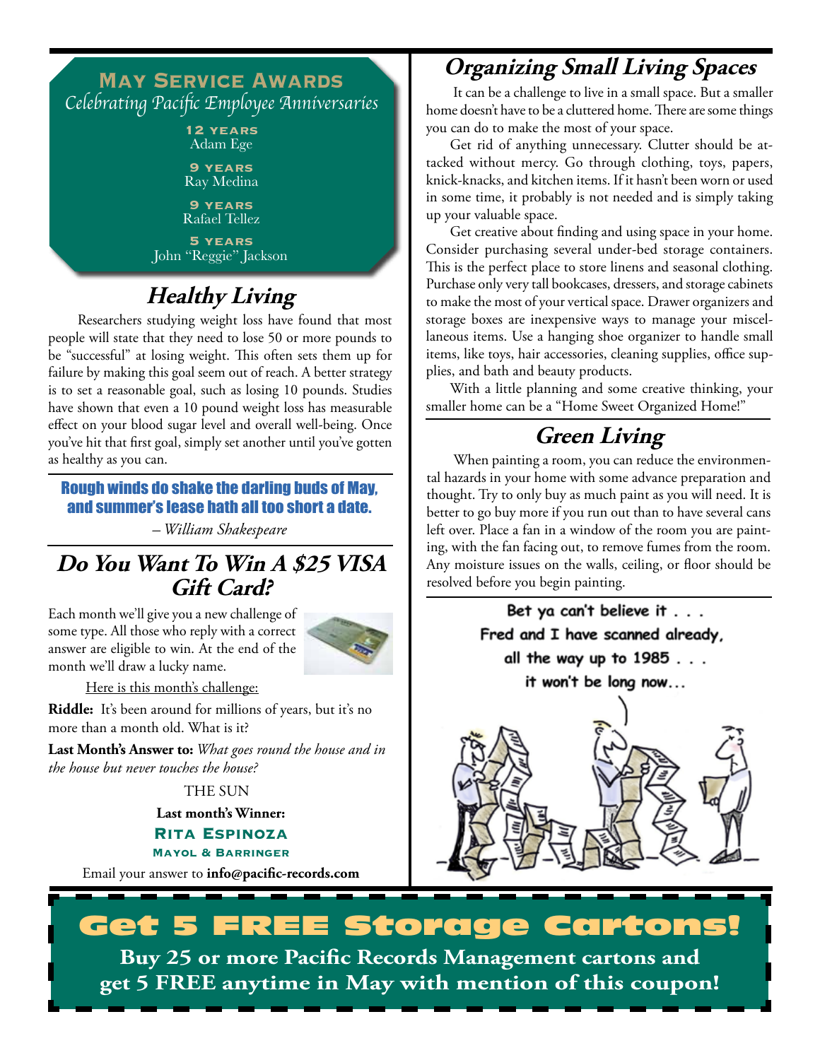## May Service Awards

*Celebrating Pacific Employee Anniversaries*

**12 years**
Adam Ege

**9 years**
Ray Medina

**9 years**
Rafael Tellez

**5 years**
John "Reggie" Jackson

## Healthy Living

Researchers studying weight loss have found that most people will state that they need to lose 50 or more pounds to be "successful" at losing weight. This often sets them up for failure by making this goal seem out of reach. A better strategy is to set a reasonable goal, such as losing 10 pounds. Studies have shown that even a 10 pound weight loss has measurable effect on your blood sugar level and overall well-being. Once you've hit that first goal, simply set another until you've gotten as healthy as you can.

**Rough winds do shake the darling buds of May, and summer's lease hath all too short a date.**

*– William Shakespeare*

## Do You Want To Win A $25 VISA Gift Card?

Each month we'll give you a new challenge of some type. All those who reply with a correct answer are eligible to win. At the end of the month we'll draw a lucky name.

Here is this month's challenge:

**Riddle:** It's been around for millions of years, but it's no more than a month old. What is it?

**Last Month's Answer to:** *What goes round the house and in the house but never touches the house?*

THE SUN

**Last month's Winner:**

**Rita Espinoza**
**Mayol & Barringer**

Email your answer to **info@pacific-records.com**

## Organizing Small Living Spaces

It can be a challenge to live in a small space. But a smaller home doesn't have to be a cluttered home. There are some things you can do to make the most of your space.

Get rid of anything unnecessary. Clutter should be attacked without mercy. Go through clothing, toys, papers, knick-knacks, and kitchen items. If it hasn't been worn or used in some time, it probably is not needed and is simply taking up your valuable space.

Get creative about finding and using space in your home. Consider purchasing several under-bed storage containers. This is the perfect place to store linens and seasonal clothing. Purchase only very tall bookcases, dressers, and storage cabinets to make the most of your vertical space. Drawer organizers and storage boxes are inexpensive ways to manage your miscellaneous items. Use a hanging shoe organizer to handle small items, like toys, hair accessories, cleaning supplies, office supplies, and bath and beauty products.

With a little planning and some creative thinking, your smaller home can be a "Home Sweet Organized Home!"

## Green Living

When painting a room, you can reduce the environmental hazards in your home with some advance preparation and thought. Try to only buy as much paint as you will need. It is better to go buy more if you run out than to have several cans left over. Place a fan in a window of the room you are painting, with the fan facing out, to remove fumes from the room. Any moisture issues on the walls, ceiling, or floor should be resolved before you begin painting.

Bet ya can't believe it . . . Fred and I have scanned already, all the way up to 1985 . . . it won't be long now...

# Get 5 FREE Storage Cartons!

**Buy 25 or more Pacific Records Management cartons and get 5 FREE anytime in May with mention of this coupon!**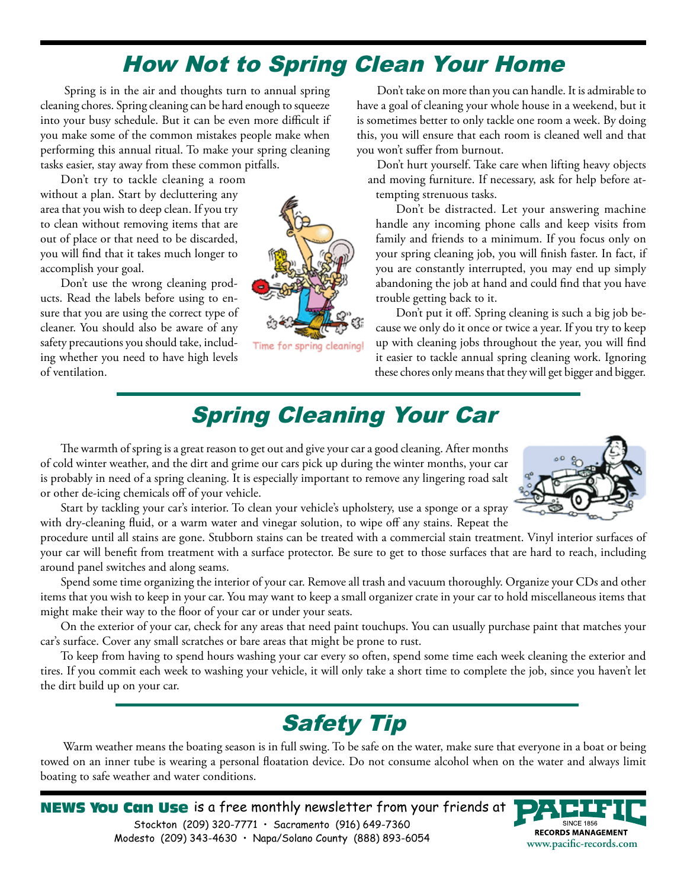# How Not to Spring Clean Your Home

Spring is in the air and thoughts turn to annual spring cleaning chores. Spring cleaning can be hard enough to squeeze into your busy schedule. But it can be even more difficult if you make some of the common mistakes people make when performing this annual ritual. To make your spring cleaning tasks easier, stay away from these common pitfalls.

Don't try to tackle cleaning a room without a plan. Start by decluttering any area that you wish to deep clean. If you try to clean without removing items that are out of place or that need to be discarded, you will find that it takes much longer to accomplish your goal.

Don't use the wrong cleaning products. Read the labels before using to ensure that you are using the correct type of cleaner. You should also be aware of any safety precautions you should take, including whether you need to have high levels of ventilation.

Time for spring cleaning!

Don't take on more than you can handle. It is admirable to have a goal of cleaning your whole house in a weekend, but it is sometimes better to only tackle one room a week. By doing this, you will ensure that each room is cleaned well and that you won't suffer from burnout.

Don't hurt yourself. Take care when lifting heavy objects and moving furniture. If necessary, ask for help before attempting strenuous tasks.

Don't be distracted. Let your answering machine handle any incoming phone calls and keep visits from family and friends to a minimum. If you focus only on your spring cleaning job, you will finish faster. In fact, if you are constantly interrupted, you may end up simply abandoning the job at hand and could find that you have trouble getting back to it.

Don't put it off. Spring cleaning is such a big job because we only do it once or twice a year. If you try to keep up with cleaning jobs throughout the year, you will find it easier to tackle annual spring cleaning work. Ignoring these chores only means that they will get bigger and bigger.

# Spring Cleaning Your Car

The warmth of spring is a great reason to get out and give your car a good cleaning. After months of cold winter weather, and the dirt and grime our cars pick up during the winter months, your car is probably in need of a spring cleaning. It is especially important to remove any lingering road salt or other de-icing chemicals off of your vehicle.

Start by tackling your car's interior. To clean your vehicle's upholstery, use a sponge or a spray with dry-cleaning fluid, or a warm water and vinegar solution, to wipe off any stains. Repeat the procedure until all stains are gone. Stubborn stains can be treated with a commercial stain treatment. Vinyl interior surfaces of your car will benefit from treatment with a surface protector. Be sure to get to those surfaces that are hard to reach, including around panel switches and along seams.

Spend some time organizing the interior of your car. Remove all trash and vacuum thoroughly. Organize your CDs and other items that you wish to keep in your car. You may want to keep a small organizer crate in your car to hold miscellaneous items that might make their way to the floor of your car or under your seats.

On the exterior of your car, check for any areas that need paint touchups. You can usually purchase paint that matches your car's surface. Cover any small scratches or bare areas that might be prone to rust.

To keep from having to spend hours washing your car every so often, spend some time each week cleaning the exterior and tires. If you commit each week to washing your vehicle, it will only take a short time to complete the job, since you haven't let the dirt build up on your car.

# Safety Tip

Warm weather means the boating season is in full swing. To be safe on the water, make sure that everyone in a boat or being towed on an inner tube is wearing a personal floatation device. Do not consume alcohol when on the water and always limit boating to safe weather and water conditions.

**NEWS You Can Use** is a free monthly newsletter from your friends at

Stockton (209) 320-7771 • Sacramento (916) 649-7360
Modesto (209) 343-4630 • Napa/Solano County (888) 893-6054

PACIFIC
SINCE 1856
RECORDS MANAGEMENT
www.pacific-records.com